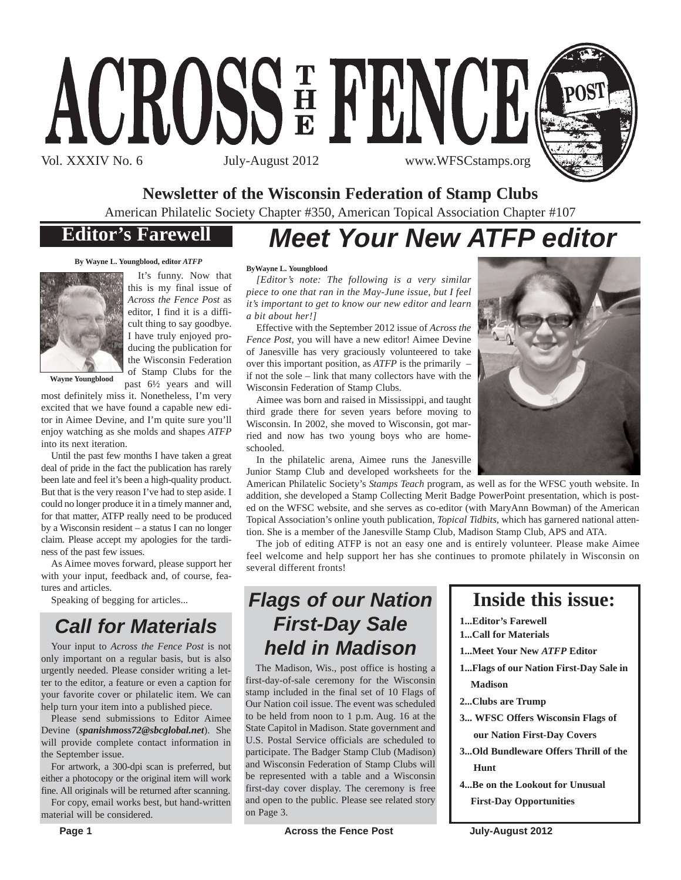# ACROSS THE FENCE POST

Vol. XXXIV No. 6 July-August 2012 www.WFSCstamps.org

**Newsletter of the Wisconsin Federation of Stamp Clubs**

American Philatelic Society Chapter #350, American Topical Association Chapter #107

## Editor's Farewell

**By Wayne L. Youngblood, editor *ATFP***

Wayne Youngblood

It's funny. Now that this is my final issue of *Across the Fence Post* as editor, I find it is a difficult thing to say goodbye. I have truly enjoyed producing the publication for the Wisconsin Federation of Stamp Clubs for the past 6½ years and will most definitely miss it. Nonetheless, I'm very excited that we have found a capable new editor in Aimee Devine, and I'm quite sure you'll enjoy watching as she molds and shapes *ATFP* into its next iteration.

Until the past few months I have taken a great deal of pride in the fact the publication has rarely been late and feel it's been a high-quality product. But that is the very reason I've had to step aside. I could no longer produce it in a timely manner and, for that matter, ATFP really need to be produced by a Wisconsin resident – a status I can no longer claim. Please accept my apologies for the tardiness of the past few issues.

As Aimee moves forward, please support her with your input, feedback and, of course, features and articles.

Speaking of begging for articles...

## Call for Materials

Your input to *Across the Fence Post* is not only important on a regular basis, but is also urgently needed. Please consider writing a letter to the editor, a feature or even a caption for your favorite cover or philatelic item. We can help turn your item into a published piece.

Please send submissions to Editor Aimee Devine (***spanishmoss72@sbcglobal.net***). She will provide complete contact information in the September issue.

For artwork, a 300-dpi scan is preferred, but either a photocopy or the original item will work fine. All originals will be returned after scanning.

For copy, email works best, but hand-written material will be considered.

## Meet Your New ATFP editor

**ByWayne L. Youngblood**

*[Editor's note: The following is a very similar piece to one that ran in the May-June issue, but I feel it's important to get to know our new editor and learn a bit about her!]*

Effective with the September 2012 issue of *Across the Fence Post*, you will have a new editor! Aimee Devine of Janesville has very graciously volunteered to take over this important position, as *ATFP* is the primarily – if not the sole – link that many collectors have with the Wisconsin Federation of Stamp Clubs.

Aimee was born and raised in Mississippi, and taught third grade there for seven years before moving to Wisconsin. In 2002, she moved to Wisconsin, got married and now has two young boys who are homeschooled.

In the philatelic arena, Aimee runs the Janesville Junior Stamp Club and developed worksheets for the American Philatelic Society's *Stamps Teach* program, as well as for the WFSC youth website. In addition, she developed a Stamp Collecting Merit Badge PowerPoint presentation, which is posted on the WFSC website, and she serves as co-editor (with MaryAnn Bowman) of the American Topical Association's online youth publication, *Topical Tidbits*, which has garnered national attention. She is a member of the Janesville Stamp Club, Madison Stamp Club, APS and ATA.

The job of editing ATFP is not an easy one and is entirely volunteer. Please make Aimee feel welcome and help support her has she continues to promote philately in Wisconsin on several different fronts!

## Flags of our Nation First-Day Sale held in Madison

The Madison, Wis., post office is hosting a first-day-of-sale ceremony for the Wisconsin stamp included in the final set of 10 Flags of Our Nation coil issue. The event was scheduled to be held from noon to 1 p.m. Aug. 16 at the State Capitol in Madison. State government and U.S. Postal Service officials are scheduled to participate. The Badger Stamp Club (Madison) and Wisconsin Federation of Stamp Clubs will be represented with a table and a Wisconsin first-day cover display. The ceremony is free and open to the public. Please see related story on Page 3.

## Inside this issue:

- **1...Editor's Farewell**
- **1...Call for Materials**
- **1...Meet Your New *ATFP* Editor**
- **1...Flags of our Nation First-Day Sale in Madison**
- **2...Clubs are Trump**
- **3... WFSC Offers Wisconsin Flags of our Nation First-Day Covers**
- **3...Old Bundleware Offers Thrill of the Hunt**
- **4...Be on the Lookout for Unusual First-Day Opportunities**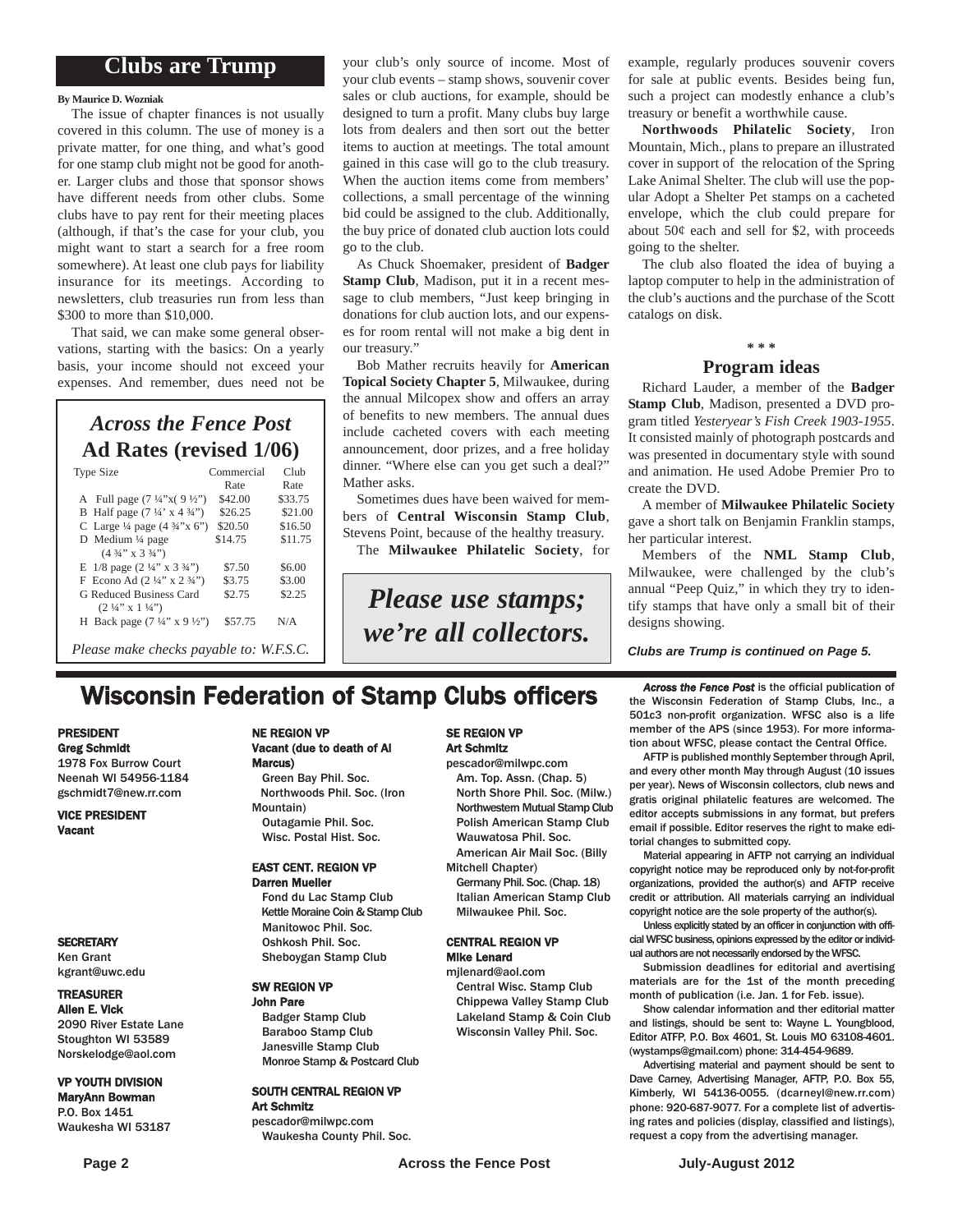## Clubs are Trump

**By Maurice D. Wozniak**

The issue of chapter finances is not usually covered in this column. The use of money is a private matter, for one thing, and what's good for one stamp club might not be good for another. Larger clubs and those that sponsor shows have different needs from other clubs. Some clubs have to pay rent for their meeting places (although, if that's the case for your club, you might want to start a search for a free room somewhere). At least one club pays for liability insurance for its meetings. According to newsletters, club treasuries run from less than $300 to more than $10,000.

That said, we can make some general observations, starting with the basics: On a yearly basis, your income should not exceed your expenses. And remember, dues need not be your club's only source of income. Most of your club events – stamp shows, souvenir cover sales or club auctions, for example, should be designed to turn a profit. Many clubs buy large lots from dealers and then sort out the better items to auction at meetings. The total amount gained in this case will go to the club treasury. When the auction items come from members' collections, a small percentage of the winning bid could be assigned to the club. Additionally, the buy price of donated club auction lots could go to the club.

As Chuck Shoemaker, president of **Badger Stamp Club**, Madison, put it in a recent message to club members, "Just keep bringing in donations for club auction lots, and our expenses for room rental will not make a big dent in our treasury."

Bob Mather recruits heavily for **American Topical Society Chapter 5**, Milwaukee, during the annual Milcopex show and offers an array of benefits to new members. The annual dues include cacheted covers with each meeting announcement, door prizes, and a free holiday dinner. "Where else can you get such a deal?" Mather asks.

Sometimes dues have been waived for members of **Central Wisconsin Stamp Club**, Stevens Point, because of the healthy treasury.

The **Milwaukee Philatelic Society**, for example, regularly produces souvenir covers for sale at public events. Besides being fun, such a project can modestly enhance a club's treasury or benefit a worthwhile cause.

**Northwoods Philatelic Society**, Iron Mountain, Mich., plans to prepare an illustrated cover in support of the relocation of the Spring Lake Animal Shelter. The club will use the popular Adopt a Shelter Pet stamps on a cacheted envelope, which the club could prepare for about 50¢ each and sell for $2, with proceeds going to the shelter.

The club also floated the idea of buying a laptop computer to help in the administration of the club's auctions and the purchase of the Scott catalogs on disk.

\* \* \*

### Program ideas

Richard Lauder, a member of the **Badger Stamp Club**, Madison, presented a DVD program titled *Yesteryear's Fish Creek 1903-1955*. It consisted mainly of photograph postcards and was presented in documentary style with sound and animation. He used Adobe Premier Pro to create the DVD.

A member of **Milwaukee Philatelic Society** gave a short talk on Benjamin Franklin stamps, her particular interest.

Members of the **NML Stamp Club**, Milwaukee, were challenged by the club's annual "Peep Quiz," in which they try to identify stamps that have only a small bit of their designs showing.

***Clubs are Trump is continued on Page 5.***

---

### *Across the Fence Post* Ad Rates (revised 1/06)

| Type Size | Commercial Rate | Club Rate |
|---|---|---|
| A Full page (7 ¼"x( 9 ½") | $42.00 | $33.75 |
| B Half page (7 ¼' x 4 ¾") | $26.25 | $21.00 |
| C Large ¼ page (4 ¾"x 6") | $20.50 | $16.50 |
| D Medium ¼ page (4 ¾" x 3 ¾") | $14.75 | $11.75 |
| E 1/8 page (2 ¼" x 3 ¾") | $7.50 | $6.00 |
| F Econo Ad (2 ¼" x 2 ¾") | $3.75 | $3.00 |
| G Reduced Business Card (2 ¼" x 1 ¼") | $2.75 | $2.25 |
| H Back page (7 ¼" x 9 ½") | $57.75 | N/A |

*Please make checks payable to: W.F.S.C.*

---

*Please use stamps; we're all collectors.*

---

## Wisconsin Federation of Stamp Clubs officers

**PRESIDENT**
**Greg Schmidt**
1978 Fox Burrow Court
Neenah WI 54956-1184
gschmidt7@new.rr.com

**VICE PRESIDENT**
**Vacant**

**SECRETARY**
Ken Grant
kgrant@uwc.edu

**TREASURER**
**Allen E. Vick**
2090 River Estate Lane
Stoughton WI 53589
Norskelodge@aol.com

**VP YOUTH DIVISION**
**MaryAnn Bowman**
P.O. Box 1451
Waukesha WI 53187

**NE REGION VP**
**Vacant (due to death of Al Marcus)**
Green Bay Phil. Soc.
Northwoods Phil. Soc. (Iron Mountain)
Outagamie Phil. Soc.
Wisc. Postal Hist. Soc.

**EAST CENT. REGION VP**
**Darren Mueller**
Fond du Lac Stamp Club
Kettle Moraine Coin & Stamp Club
Manitowoc Phil. Soc.
Oshkosh Phil. Soc.
Sheboygan Stamp Club

**SW REGION VP**
**John Pare**
Badger Stamp Club
Baraboo Stamp Club
Janesville Stamp Club
Monroe Stamp & Postcard Club

**SOUTH CENTRAL REGION VP**
**Art Schmitz**
pescador@milwpc.com
Waukesha County Phil. Soc.

**SE REGION VP**
**Art Schmitz**
pescador@milwpc.com
Am. Top. Assn. (Chap. 5)
North Shore Phil. Soc. (Milw.)
Northwestern Mutual Stamp Club
Polish American Stamp Club
Wauwatosa Phil. Soc.
American Air Mail Soc. (Billy Mitchell Chapter)
Germany Phil. Soc. (Chap. 18)
Italian American Stamp Club
Milwaukee Phil. Soc.

**CENTRAL REGION VP**
**Mike Lenard**
mjlenard@aol.com
Central Wisc. Stamp Club
Chippewa Valley Stamp Club
Lakeland Stamp & Coin Club
Wisconsin Valley Phil. Soc.

---

***Across the Fence Post*** is the official publication of the Wisconsin Federation of Stamp Clubs, Inc., a 501c3 non-profit organization. WFSC also is a life member of the APS (since 1953). For more information about WFSC, please contact the Central Office.

AFTP is published monthly September through April, and every other month May through August (10 issues per year). News of Wisconsin collectors, club news and gratis original philatelic features are welcomed. The editor accepts submissions in any format, but prefers email if possible. Editor reserves the right to make editorial changes to submitted copy.

Material appearing in AFTP not carrying an individual copyright notice may be reproduced only by not-for-profit organizations, provided the author(s) and AFTP receive credit or attribution. All materials carrying an individual copyright notice are the sole property of the author(s).

Unless explicitly stated by an officer in conjunction with official WFSC business, opinions expressed by the editor or individual authors are not necessarily endorsed by the WFSC.

Submission deadlines for editorial and avertising materials are for the 1st of the month preceding month of publication (i.e. Jan. 1 for Feb. issue).

Show calendar information and ther editorial matter and listings, should be sent to: Wayne L. Youngblood, Editor ATFP, P.O. Box 4601, St. Louis MO 63108-4601. (wystamps@gmail.com) phone: 314-454-9689.

Advertising material and payment should be sent to Dave Carney, Advertising Manager, AFTP, P.O. Box 55, Kimberly, WI 54136-0055. (dcarneyl@new.rr.com) phone: 920-687-9077. For a complete list of advertising rates and policies (display, classified and listings), request a copy from the advertising manager.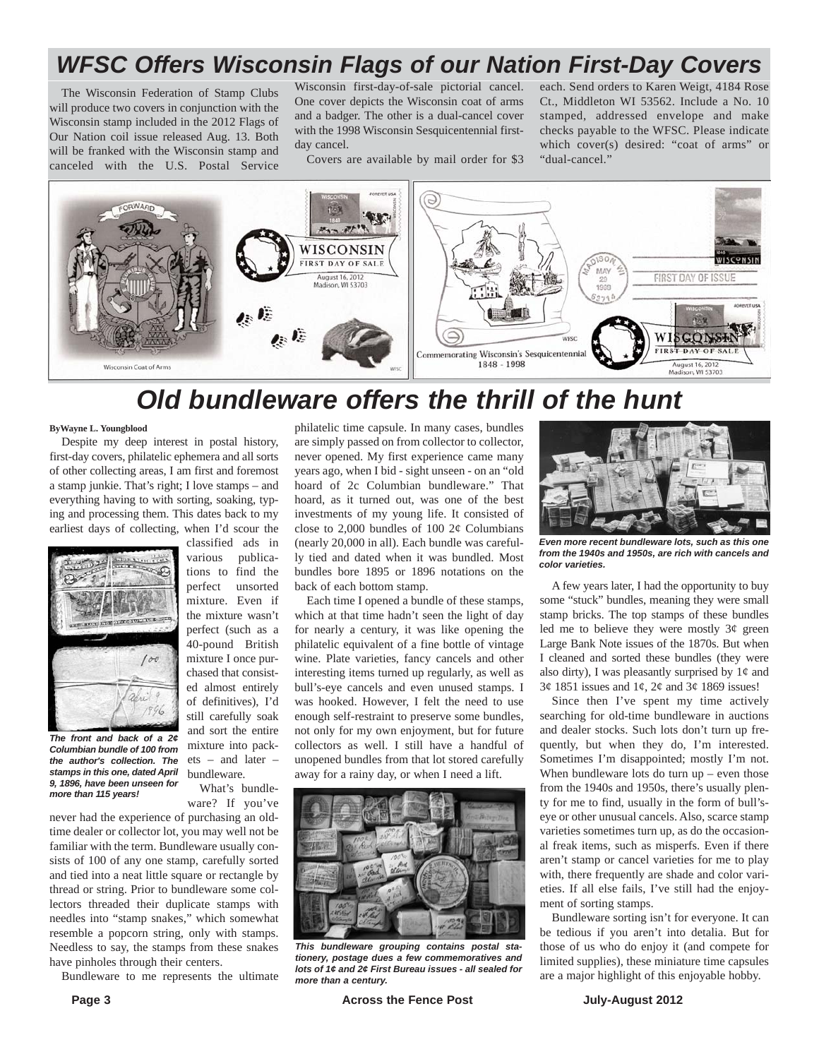# WFSC Offers Wisconsin Flags of our Nation First-Day Covers

The Wisconsin Federation of Stamp Clubs will produce two covers in conjunction with the Wisconsin stamp included in the 2012 Flags of Our Nation coil issue released Aug. 13. Both will be franked with the Wisconsin stamp and canceled with the U.S. Postal Service Wisconsin first-day-of-sale pictorial cancel. One cover depicts the Wisconsin coat of arms and a badger. The other is a dual-cancel cover with the 1998 Wisconsin Sesquicentennial first-day cancel.

Covers are available by mail order for $3 each. Send orders to Karen Weigt, 4184 Rose Ct., Middleton WI 53562. Include a No. 10 stamped, addressed envelope and make checks payable to the WFSC. Please indicate which cover(s) desired: "coat of arms" or "dual-cancel."

# Old bundleware offers the thrill of the hunt

**ByWayne L. Youngblood**

Despite my deep interest in postal history, first-day covers, philatelic ephemera and all sorts of other collecting areas, I am first and foremost a stamp junkie. That's right; I love stamps – and everything having to with sorting, soaking, typing and processing them. This dates back to my earliest days of collecting, when I'd scour the classified ads in various publications to find the perfect unsorted mixture. Even if the mixture wasn't perfect (such as a 40-pound British mixture I once purchased that consisted almost entirely of definitives), I'd still carefully soak and sort the entire mixture into packets – and later – bundleware.

*The front and back of a 2¢ Columbian bundle of 100 from the author's collection. The stamps in this one, dated April 9, 1896, have been unseen for more than 115 years!*

What's bundleware? If you've never had the experience of purchasing an old-time dealer or collector lot, you may well not be familiar with the term. Bundleware usually consists of 100 of any one stamp, carefully sorted and tied into a neat little square or rectangle by thread or string. Prior to bundleware some collectors threaded their duplicate stamps with needles into "stamp snakes," which somewhat resemble a popcorn string, only with stamps. Needless to say, the stamps from these snakes have pinholes through their centers.

Bundleware to me represents the ultimate philatelic time capsule. In many cases, bundles are simply passed on from collector to collector, never opened. My first experience came many years ago, when I bid - sight unseen - on an "old hoard of 2c Columbian bundleware." That hoard, as it turned out, was one of the best investments of my young life. It consisted of close to 2,000 bundles of 100 2¢ Columbians (nearly 20,000 in all). Each bundle was carefully tied and dated when it was bundled. Most bundles bore 1895 or 1896 notations on the back of each bottom stamp.

Each time I opened a bundle of these stamps, which at that time hadn't seen the light of day for nearly a century, it was like opening the philatelic equivalent of a fine bottle of vintage wine. Plate varieties, fancy cancels and other interesting items turned up regularly, as well as bull's-eye cancels and even unused stamps. I was hooked. However, I felt the need to use enough self-restraint to preserve some bundles, not only for my own enjoyment, but for future collectors as well. I still have a handful of unopened bundles from that lot stored carefully away for a rainy day, or when I need a lift.

*This bundleware grouping contains postal stationery, postage dues a few commemoratives and lots of 1¢ and 2¢ First Bureau issues - all sealed for more than a century.*

*Even more recent bundleware lots, such as this one from the 1940s and 1950s, are rich with cancels and color varieties.*

A few years later, I had the opportunity to buy some "stuck" bundles, meaning they were small stamp bricks. The top stamps of these bundles led me to believe they were mostly 3¢ green Large Bank Note issues of the 1870s. But when I cleaned and sorted these bundles (they were also dirty), I was pleasantly surprised by 1¢ and 3¢ 1851 issues and 1¢, 2¢ and 3¢ 1869 issues!

Since then I've spent my time actively searching for old-time bundleware in auctions and dealer stocks. Such lots don't turn up frequently, but when they do, I'm interested. Sometimes I'm disappointed; mostly I'm not. When bundleware lots do turn up – even those from the 1940s and 1950s, there's usually plenty for me to find, usually in the form of bull's-eye or other unusual cancels. Also, scarce stamp varieties sometimes turn up, as do the occasional freak items, such as misperfs. Even if there aren't stamp or cancel varieties for me to play with, there frequently are shade and color varieties. If all else fails, I've still had the enjoyment of sorting stamps.

Bundleware sorting isn't for everyone. It can be tedious if you aren't into detalia. But for those of us who do enjoy it (and compete for limited supplies), these miniature time capsules are a major highlight of this enjoyable hobby.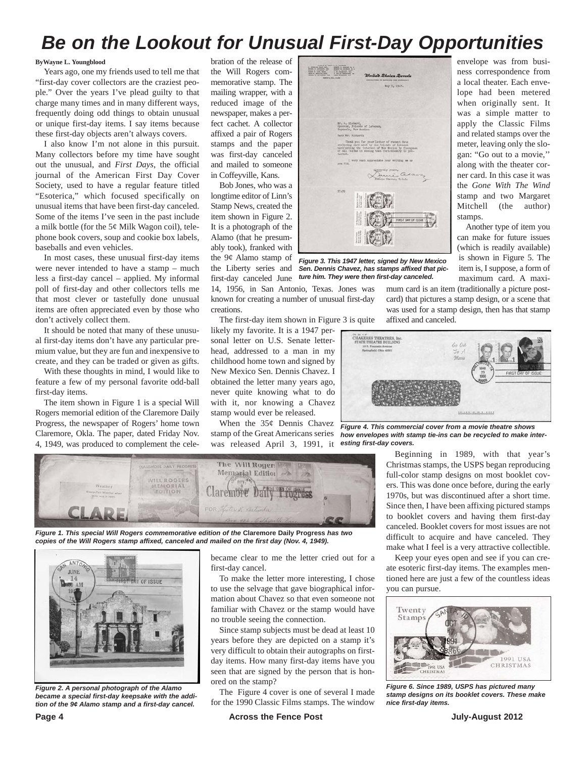# Be on the Lookout for Unusual First-Day Opportunities

**ByWayne L. Youngblood**

Years ago, one my friends used to tell me that "first-day cover collectors are the craziest people." Over the years I've plead guilty to that charge many times and in many different ways, frequently doing odd things to obtain unusual or unique first-day items. I say items because these first-day objects aren't always covers.

I also know I'm not alone in this pursuit. Many collectors before my time have sought out the unusual, and *First Days*, the official journal of the American First Day Cover Society, used to have a regular feature titled "Esoterica," which focused specifically on unusual items that have been first-day canceled. Some of the items I've seen in the past include a milk bottle (for the 5¢ Milk Wagon coil), telephone book covers, soup and cookie box labels, baseballs and even vehicles.

In most cases, these unusual first-day items were never intended to have a stamp – much less a first-day cancel – applied. My informal poll of first-day and other collectors tells me that most clever or tastefully done unusual items are often appreciated even by those who don't actively collect them.

It should be noted that many of these unusual first-day items don't have any particular premium value, but they are fun and inexpensive to create, and they can be traded or given as gifts.

With these thoughts in mind, I would like to feature a few of my personal favorite odd-ball first-day items.

The item shown in Figure 1 is a special Will Rogers memorial edition of the Claremore Daily Progress, the newspaper of Rogers' home town Claremore, Okla. The paper, dated Friday Nov. 4, 1949, was produced to complement the celebration of the release of the Will Rogers commemorative stamp. The mailing wrapper, with a reduced image of the newspaper, makes a perfect cachet. A collector affixed a pair of Rogers stamps and the paper was first-day canceled and mailed to someone in Coffeyville, Kans.

*Figure 1. This special Will Rogers commemorative edition of the* **Claremore Daily Progress** *has two copies of the Will Rogers stamp affixed, canceled and mailed on the first day (Nov. 4, 1949).*

Bob Jones, who was a longtime editor of Linn's Stamp News, created the item shown in Figure 2. It is a photograph of the Alamo (that he presumably took), franked with the 9¢ Alamo stamp of the Liberty series and first-day canceled June 14, 1956, in San Antonio, Texas. Jones was known for creating a number of unusual first-day creations.

*Figure 2. A personal photograph of the Alamo became a special first-day keepsake with the addition of the 9¢ Alamo stamp and a first-day cancel.*

The first-day item shown in Figure 3 is quite likely my favorite. It is a 1947 personal letter on U.S. Senate letterhead, addressed to a man in my childhood home town and signed by New Mexico Sen. Dennis Chavez. I obtained the letter many years ago, never quite knowing what to do with it, nor knowing a Chavez stamp would ever be released.

*Figure 3. This 1947 letter, signed by New Mexico Sen. Dennis Chavez, has stamps affixed that picture him. They were then first-day canceled.*

When the 35¢ Dennis Chavez stamp of the Great Americans series was released April 3, 1991, it became clear to me the letter cried out for a first-day cancel.

To make the letter more interesting, I chose to use the selvage that gave biographical information about Chavez so that even someone not familiar with Chavez or the stamp would have no trouble seeing the connection.

Since stamp subjects must be dead at least 10 years before they are depicted on a stamp it's very difficult to obtain their autographs on first-day items. How many first-day items have you seen that are signed by the person that is honored on the stamp?

The Figure 4 cover is one of several I made for the 1990 Classic Films stamps. The window envelope was from business correspondence from a local theater. Each envelope had been metered when originally sent. It was a simple matter to apply the Classic Films and related stamps over the meter, leaving only the slogan: "Go out to a movie,'' along with the theater corner card. In this case it was the *Gone With The Wind* stamp and two Margaret Mitchell (the author) stamps.

Another type of item you can make for future issues (which is readily available) is shown in Figure 5. The item is, I suppose, a form of maximum card. A maximum card is an item (traditionally a picture postcard) that pictures a stamp design, or a scene that was used for a stamp design, then has that stamp affixed and canceled.

*Figure 4. This commercial cover from a movie theatre shows how envelopes with stamp tie-ins can be recycled to make interesting first-day covers.*

Beginning in 1989, with that year's Christmas stamps, the USPS began reproducing full-color stamp designs on most booklet covers. This was done once before, during the early 1970s, but was discontinued after a short time. Since then, I have been affixing pictured stamps to booklet covers and having them first-day canceled. Booklet covers for most issues are not difficult to acquire and have canceled. They make what I feel is a very attractive collectible.

Keep your eyes open and see if you can create esoteric first-day items. The examples mentioned here are just a few of the countless ideas you can pursue.

*Figure 6. Since 1989, USPS has pictured many stamp designs on its booklet covers. These make nice first-day items.*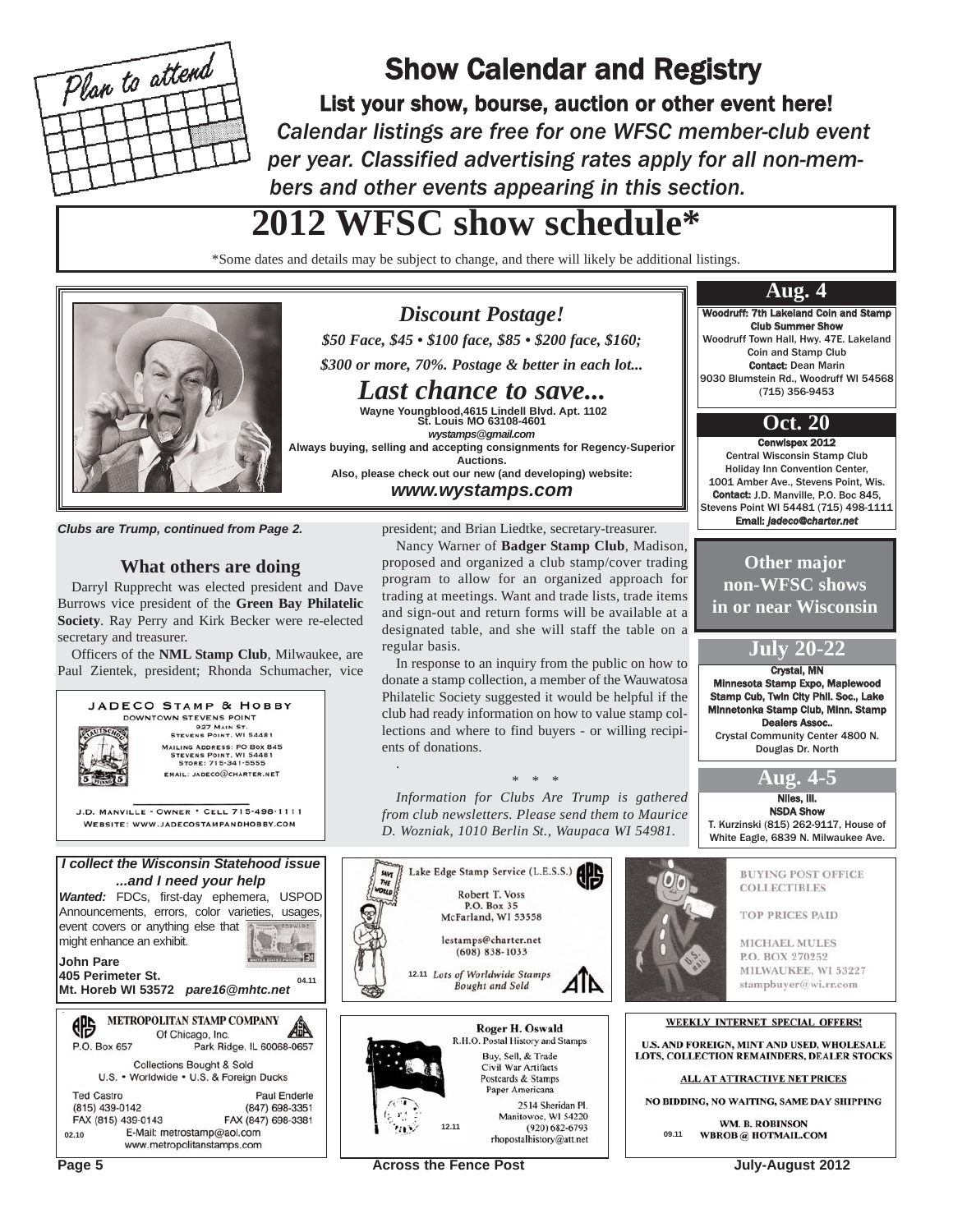# Show Calendar and Registry

## List your show, bourse, auction or other event here!

*Calendar listings are free for one WFSC member-club event per year. Classified advertising rates apply for all non-members and other events appearing in this section.*

# 2012 WFSC show schedule*

*Some dates and details may be subject to change, and there will likely be additional listings.

### Aug. 4

**Woodruff: 7th Lakeland Coin and Stamp Club Summer Show**
Woodruff Town Hall, Hwy. 47E. Lakeland Coin and Stamp Club
**Contact:** Dean Marin
9030 Blumstein Rd., Woodruff WI 54568
(715) 356-9453

### Oct. 20

**Cenwispex 2012**
Central Wisconsin Stamp Club
Holiday Inn Convention Center,
1001 Amber Ave., Stevens Point, Wis.
**Contact:** J.D. Manville, P.O. Boc 845, Stevens Point WI 54481 (715) 498-1111
**Email:** *jadeco@charter.net*

### Other major non-WFSC shows in or near Wisconsin

### July 20-22

**Crystal, MN**
**Minnesota Stamp Expo, Maplewood Stamp Cub, Twin City Phil. Soc., Lake Minnetonka Stamp Club, Minn. Stamp Dealers Assoc..**
Crystal Community Center 4800 N. Douglas Dr. North

### Aug. 4-5

**Niles, Ill.**
**NSDA Show**
T. Kurzinski (815) 262-9117, House of White Eagle, 6839 N. Milwaukee Ave.

---

## *Discount Postage!*

*$50 Face, $45 • $100 face, $85 • $200 face, $160;*

*$300 or more, 70%. Postage & better in each lot...*

## *Last chance to save...*

**Wayne Youngblood,4615 Lindell Blvd. Apt. 1102**
**St. Louis MO 63108-4601**
***wystamps@gmail.com***
**Always buying, selling and accepting consignments for Regency-Superior Auctions.**
**Also, please check out our new (and developing) website:**
***www.wystamps.com***

---

***Clubs are Trump, continued from Page 2.***

### What others are doing

Darryl Rupprecht was elected president and Dave Burrows vice president of the **Green Bay Philatelic Society**. Ray Perry and Kirk Becker were re-elected secretary and treasurer.

Officers of the **NML Stamp Club**, Milwaukee, are Paul Zientek, president; Rhonda Schumacher, vice president; and Brian Liedtke, secretary-treasurer.

Nancy Warner of **Badger Stamp Club**, Madison, proposed and organized a club stamp/cover trading program to allow for an organized approach for trading at meetings. Want and trade lists, trade items and sign-out and return forms will be available at a designated table, and she will staff the table on a regular basis.

In response to an inquiry from the public on how to donate a stamp collection, a member of the Wauwatosa Philatelic Society suggested it would be helpful if the club had ready information on how to value stamp collections and where to find buyers - or willing recipients of donations.

\* \* \*

*Information for Clubs Are Trump is gathered from club newsletters. Please send them to Maurice D. Wozniak, 1010 Berlin St., Waupaca WI 54981.*

---

**JADECO STAMP & HOBBY**
DOWNTOWN STEVENS POINT
927 MAIN ST.
STEVENS POINT, WI 54481
MAILING ADDRESS: PO BOX 845
STEVENS POINT, WI 54481
STORE: 715-341-5555
EMAIL: JADECO@CHARTER.NET

J.D. MANVILLE - OWNER • CELL 715-498-1111
WEBSITE: WWW.JADECOSTAMPANDHOBBY.COM

---

***I collect the Wisconsin Statehood issue ...and I need your help***

***Wanted:*** FDCs, first-day ephemera, USPOD Announcements, errors, color varieties, usages, event covers or anything else that might enhance an exhibit.

**John Pare**
**405 Perimeter St.**
**Mt. Horeb WI 53572** ***pare16@mhtc.net***
04.11

---

Lake Edge Stamp Service (L.E.S.S.)
Robert T. Voss
P.O. Box 35
McFarland, WI 53558
lestamps@charter.net
(608) 838-1033
*Lots of Worldwide Stamps Bought and Sold*
12.11

---

BUYING POST OFFICE COLLECTIBLES

TOP PRICES PAID

MICHAEL MULES
P.O. BOX 270252
MILWAUKEE, WI 53227
stampbuyer@wi.rr.com

---

**METROPOLITAN STAMP COMPANY**
Of Chicago, Inc.
P.O. Box 657 — Park Ridge, IL 60068-0657
Collections Bought & Sold
U.S. • Worldwide • U.S. & Foreign Ducks
Ted Castro (815) 439-0142, FAX (815) 439-0143
Paul Enderle (847) 698-3351, FAX (847) 698-3381
E-Mail: metrostamp@aol.com
www.metropolitanstamps.com
02.10

---

**Roger H. Oswald**
R.H.O. Postal History and Stamps
Buy, Sell, & Trade
Civil War Artifacts
Postcards & Stamps
Paper Americana
2514 Sheridan Pl.
Manitowoc, WI 54220
(920) 682-6793
rhopostalhistory@att.net
12.11

---

WEEKLY INTERNET SPECIAL OFFERS!

U.S. AND FOREIGN, MINT AND USED, WHOLESALE LOTS, COLLECTION REMAINDERS, DEALER STOCKS

ALL AT ATTRACTIVE NET PRICES

NO BIDDING, NO WAITING, SAME DAY SHIPPING

WM. B. ROBINSON
WBROB @ HOTMAIL.COM
09.11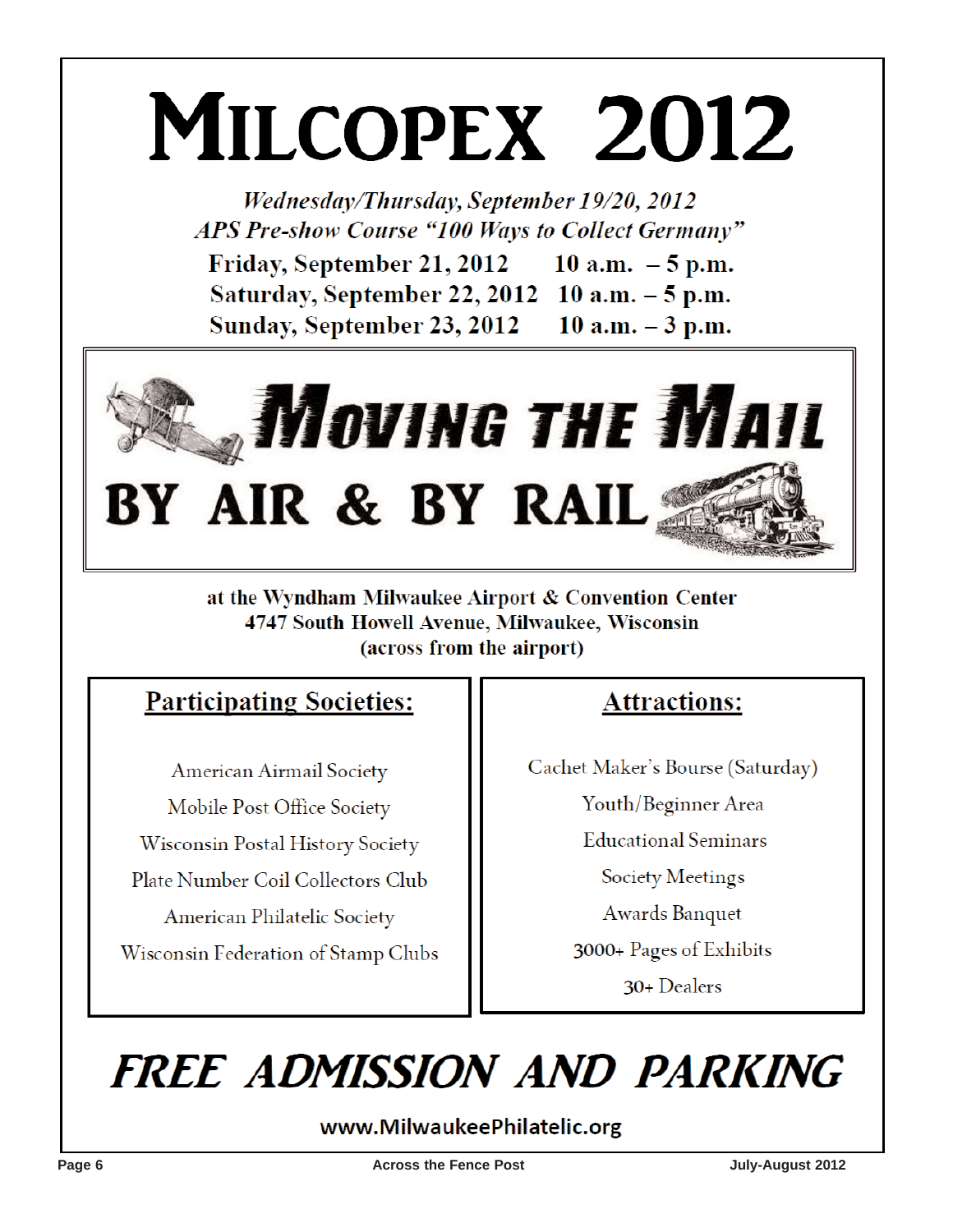# MILCOPEX 2012

*Wednesday/Thursday, September 19/20, 2012*
*APS Pre-show Course "100 Ways to Collect Germany"*

**Friday, September 21, 2012 10 a.m. – 5 p.m.**
**Saturday, September 22, 2012 10 a.m. – 5 p.m.**
**Sunday, September 23, 2012 10 a.m. – 3 p.m.**

## MOVING THE MAIL BY AIR & BY RAIL

**at the Wyndham Milwaukee Airport & Convention Center**
**4747 South Howell Avenue, Milwaukee, Wisconsin**
**(across from the airport)**

### Participating Societies:

American Airmail Society
Mobile Post Office Society
Wisconsin Postal History Society
Plate Number Coil Collectors Club
American Philatelic Society
Wisconsin Federation of Stamp Clubs

### Attractions:

Cachet Maker's Bourse (Saturday)
Youth/Beginner Area
Educational Seminars
Society Meetings
Awards Banquet
3000+ Pages of Exhibits
30+ Dealers

## FREE ADMISSION AND PARKING

**www.MilwaukeePhilatelic.org**